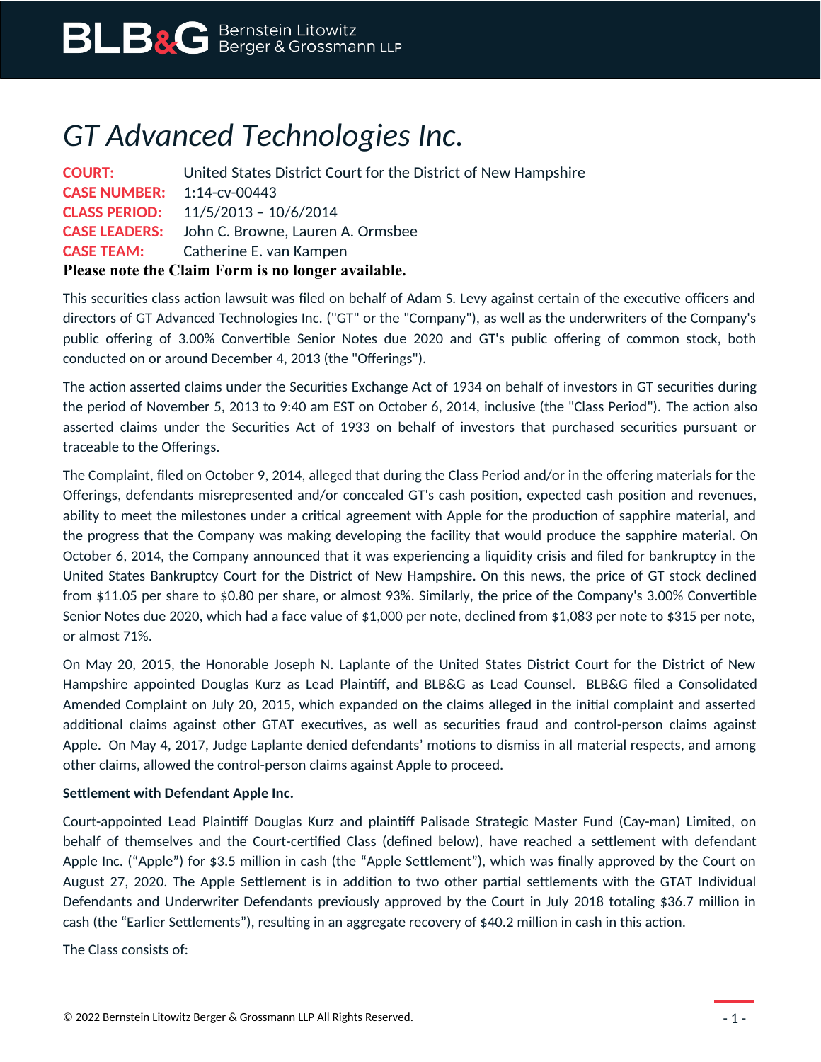# GT Advanced Technologies Inc.

**COURT:** United States District Court for the District of New Hampshire
**CASE NUMBER:** 1:14-cv-00443
**CLASS PERIOD:** 11/5/2013 – 10/6/2014
**CASE LEADERS:** John C. Browne, Lauren A. Ormsbee
**CASE TEAM:** Catherine E. van Kampen

**Please note the Claim Form is no longer available.**

This securities class action lawsuit was filed on behalf of Adam S. Levy against certain of the executive officers and directors of GT Advanced Technologies Inc. ("GT" or the "Company"), as well as the underwriters of the Company's public offering of 3.00% Convertible Senior Notes due 2020 and GT's public offering of common stock, both conducted on or around December 4, 2013 (the "Offerings").

The action asserted claims under the Securities Exchange Act of 1934 on behalf of investors in GT securities during the period of November 5, 2013 to 9:40 am EST on October 6, 2014, inclusive (the "Class Period"). The action also asserted claims under the Securities Act of 1933 on behalf of investors that purchased securities pursuant or traceable to the Offerings.

The Complaint, filed on October 9, 2014, alleged that during the Class Period and/or in the offering materials for the Offerings, defendants misrepresented and/or concealed GT's cash position, expected cash position and revenues, ability to meet the milestones under a critical agreement with Apple for the production of sapphire material, and the progress that the Company was making developing the facility that would produce the sapphire material. On October 6, 2014, the Company announced that it was experiencing a liquidity crisis and filed for bankruptcy in the United States Bankruptcy Court for the District of New Hampshire. On this news, the price of GT stock declined from $11.05 per share to $0.80 per share, or almost 93%. Similarly, the price of the Company's 3.00% Convertible Senior Notes due 2020, which had a face value of $1,000 per note, declined from $1,083 per note to $315 per note, or almost 71%.

On May 20, 2015, the Honorable Joseph N. Laplante of the United States District Court for the District of New Hampshire appointed Douglas Kurz as Lead Plaintiff, and BLB&G as Lead Counsel. BLB&G filed a Consolidated Amended Complaint on July 20, 2015, which expanded on the claims alleged in the initial complaint and asserted additional claims against other GTAT executives, as well as securities fraud and control-person claims against Apple. On May 4, 2017, Judge Laplante denied defendants' motions to dismiss in all material respects, and among other claims, allowed the control-person claims against Apple to proceed.

**Settlement with Defendant Apple Inc.**

Court-appointed Lead Plaintiff Douglas Kurz and plaintiff Palisade Strategic Master Fund (Cay-man) Limited, on behalf of themselves and the Court-certified Class (defined below), have reached a settlement with defendant Apple Inc. ("Apple") for $3.5 million in cash (the "Apple Settlement"), which was finally approved by the Court on August 27, 2020. The Apple Settlement is in addition to two other partial settlements with the GTAT Individual Defendants and Underwriter Defendants previously approved by the Court in July 2018 totaling $36.7 million in cash (the "Earlier Settlements"), resulting in an aggregate recovery of $40.2 million in cash in this action.

The Class consists of: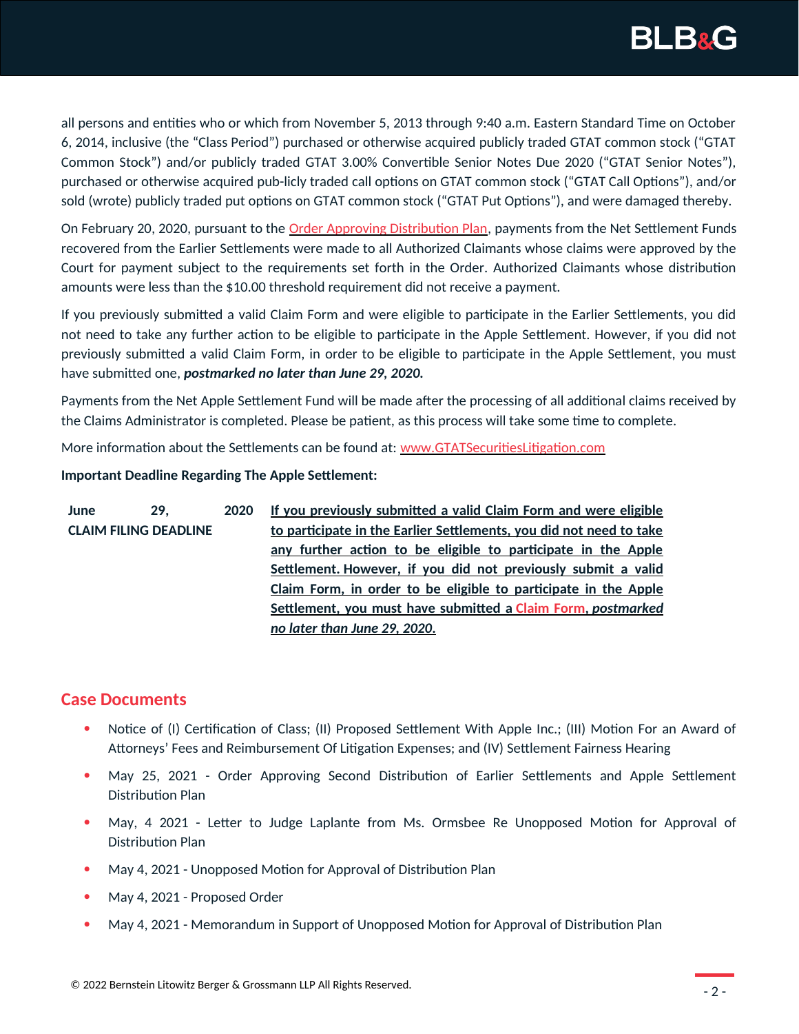all persons and entities who or which from November 5, 2013 through 9:40 a.m. Eastern Standard Time on October 6, 2014, inclusive (the "Class Period") purchased or otherwise acquired publicly traded GTAT common stock ("GTAT Common Stock") and/or publicly traded GTAT 3.00% Convertible Senior Notes Due 2020 ("GTAT Senior Notes"), purchased or otherwise acquired pub-licly traded call options on GTAT common stock ("GTAT Call Options"), and/or sold (wrote) publicly traded put options on GTAT common stock ("GTAT Put Options"), and were damaged thereby.

On February 20, 2020, pursuant to the Order Approving Distribution Plan, payments from the Net Settlement Funds recovered from the Earlier Settlements were made to all Authorized Claimants whose claims were approved by the Court for payment subject to the requirements set forth in the Order. Authorized Claimants whose distribution amounts were less than the $10.00 threshold requirement did not receive a payment.

If you previously submitted a valid Claim Form and were eligible to participate in the Earlier Settlements, you did not need to take any further action to be eligible to participate in the Apple Settlement. However, if you did not previously submitted a valid Claim Form, in order to be eligible to participate in the Apple Settlement, you must have submitted one, ***postmarked no later than June 29, 2020.***

Payments from the Net Apple Settlement Fund will be made after the processing of all additional claims received by the Claims Administrator is completed. Please be patient, as this process will take some time to complete.

More information about the Settlements can be found at: www.GTATSecuritiesLitigation.com

**Important Deadline Regarding The Apple Settlement:**

| | |
|---|---|
| **June 29, 2020**<br>**CLAIM FILING DEADLINE** | **If you previously submitted a valid Claim Form and were eligible to participate in the Earlier Settlements, you did not need to take any further action to be eligible to participate in the Apple Settlement. However, if you did not previously submit a valid Claim Form, in order to be eligible to participate in the Apple Settlement, you must have submitted a Claim Form, *postmarked no later than June 29, 2020.*** |

## Case Documents

- Notice of (I) Certification of Class; (II) Proposed Settlement With Apple Inc.; (III) Motion For an Award of Attorneys' Fees and Reimbursement Of Litigation Expenses; and (IV) Settlement Fairness Hearing
- May 25, 2021 - Order Approving Second Distribution of Earlier Settlements and Apple Settlement Distribution Plan
- May, 4 2021 - Letter to Judge Laplante from Ms. Ormsbee Re Unopposed Motion for Approval of Distribution Plan
- May 4, 2021 - Unopposed Motion for Approval of Distribution Plan
- May 4, 2021 - Proposed Order
- May 4, 2021 - Memorandum in Support of Unopposed Motion for Approval of Distribution Plan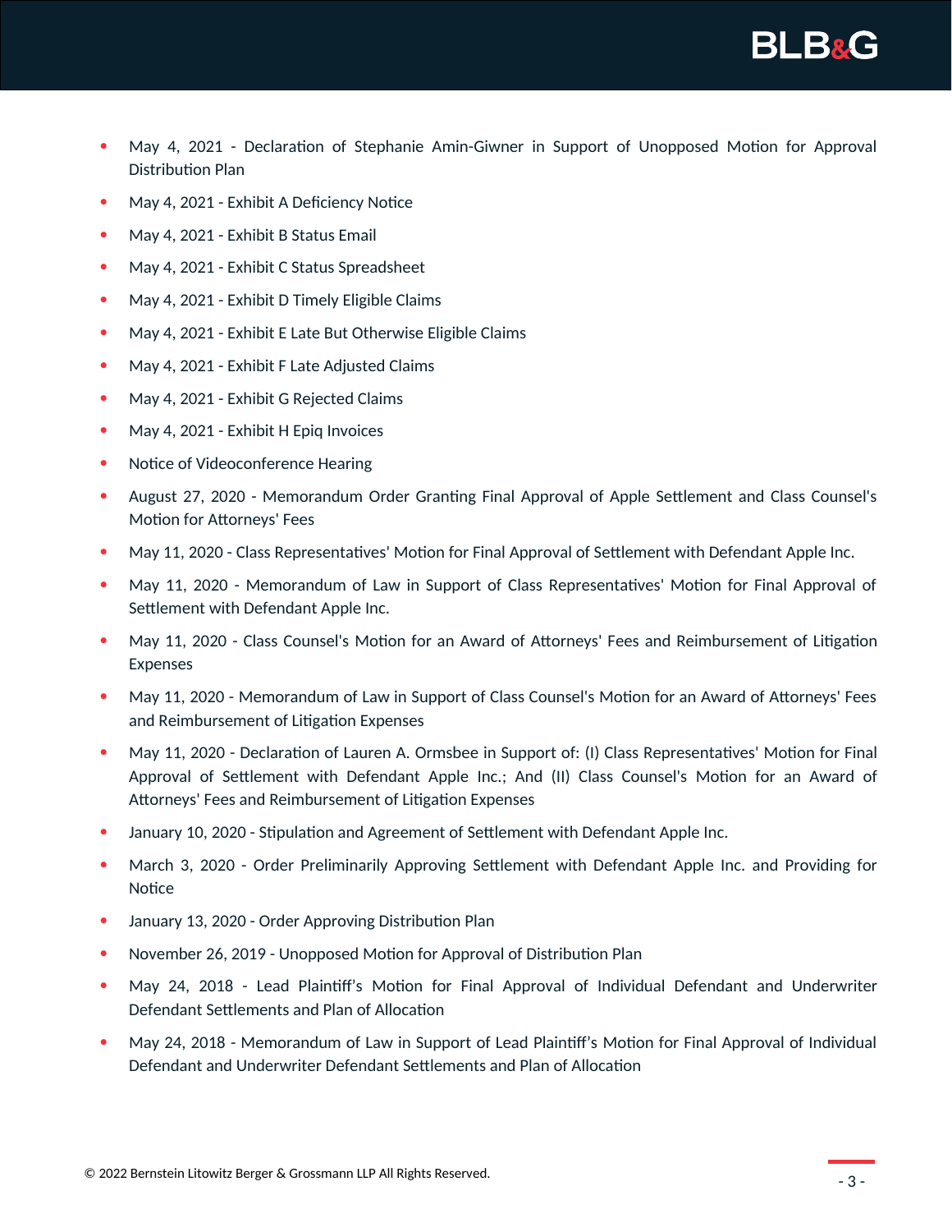- May 4, 2021 - Declaration of Stephanie Amin-Giwner in Support of Unopposed Motion for Approval Distribution Plan
- May 4, 2021 - Exhibit A Deficiency Notice
- May 4, 2021 - Exhibit B Status Email
- May 4, 2021 - Exhibit C Status Spreadsheet
- May 4, 2021 - Exhibit D Timely Eligible Claims
- May 4, 2021 - Exhibit E Late But Otherwise Eligible Claims
- May 4, 2021 - Exhibit F Late Adjusted Claims
- May 4, 2021 - Exhibit G Rejected Claims
- May 4, 2021 - Exhibit H Epiq Invoices
- Notice of Videoconference Hearing
- August 27, 2020 - Memorandum Order Granting Final Approval of Apple Settlement and Class Counsel's Motion for Attorneys' Fees
- May 11, 2020 - Class Representatives' Motion for Final Approval of Settlement with Defendant Apple Inc.
- May 11, 2020 - Memorandum of Law in Support of Class Representatives' Motion for Final Approval of Settlement with Defendant Apple Inc.
- May 11, 2020 - Class Counsel's Motion for an Award of Attorneys' Fees and Reimbursement of Litigation Expenses
- May 11, 2020 - Memorandum of Law in Support of Class Counsel's Motion for an Award of Attorneys' Fees and Reimbursement of Litigation Expenses
- May 11, 2020 - Declaration of Lauren A. Ormsbee in Support of: (I) Class Representatives' Motion for Final Approval of Settlement with Defendant Apple Inc.; And (II) Class Counsel's Motion for an Award of Attorneys' Fees and Reimbursement of Litigation Expenses
- January 10, 2020 - Stipulation and Agreement of Settlement with Defendant Apple Inc.
- March 3, 2020 - Order Preliminarily Approving Settlement with Defendant Apple Inc. and Providing for Notice
- January 13, 2020 - Order Approving Distribution Plan
- November 26, 2019 - Unopposed Motion for Approval of Distribution Plan
- May 24, 2018 - Lead Plaintiff's Motion for Final Approval of Individual Defendant and Underwriter Defendant Settlements and Plan of Allocation
- May 24, 2018 - Memorandum of Law in Support of Lead Plaintiff's Motion for Final Approval of Individual Defendant and Underwriter Defendant Settlements and Plan of Allocation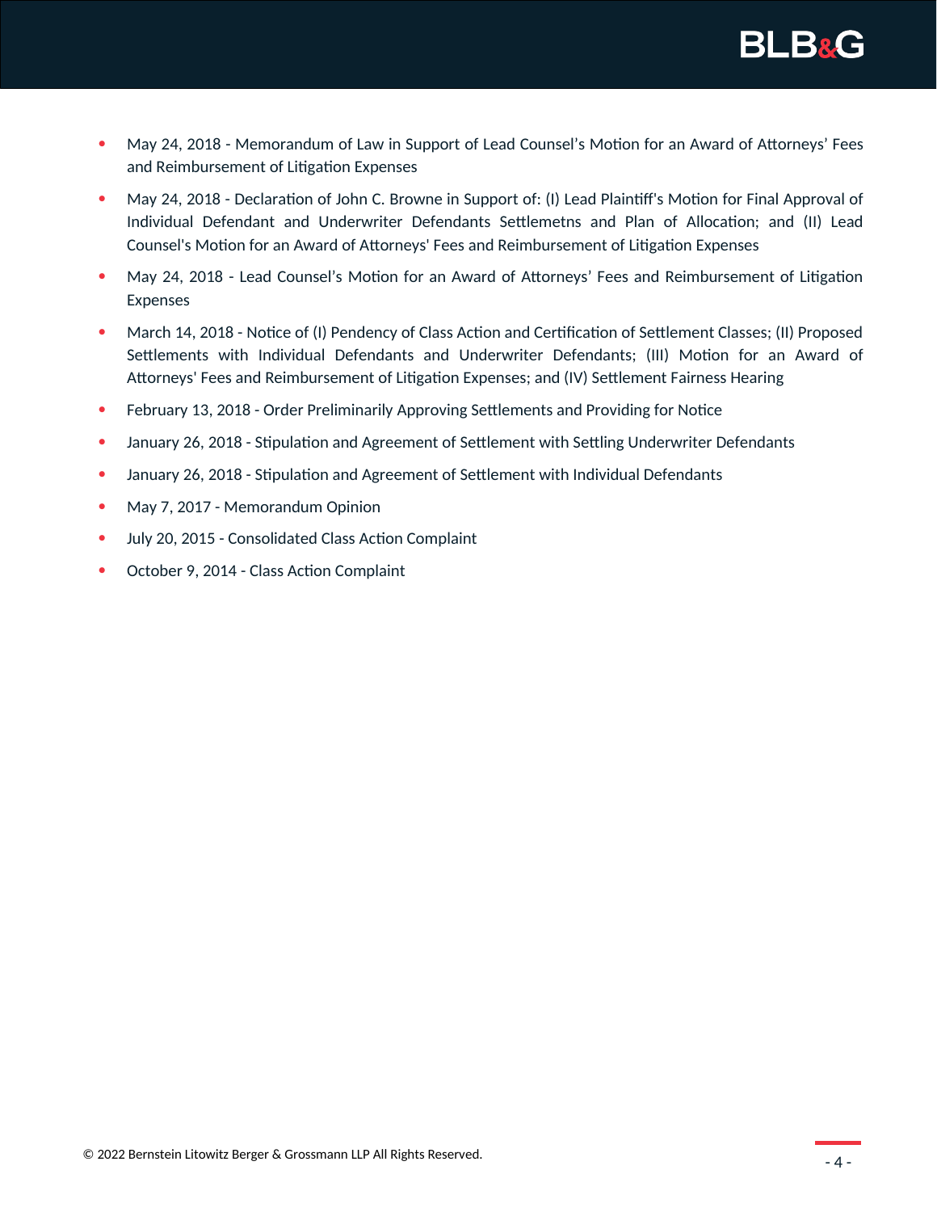- May 24, 2018 - Memorandum of Law in Support of Lead Counsel's Motion for an Award of Attorneys' Fees and Reimbursement of Litigation Expenses
- May 24, 2018 - Declaration of John C. Browne in Support of: (I) Lead Plaintiff's Motion for Final Approval of Individual Defendant and Underwriter Defendants Settlemetns and Plan of Allocation; and (II) Lead Counsel's Motion for an Award of Attorneys' Fees and Reimbursement of Litigation Expenses
- May 24, 2018 - Lead Counsel's Motion for an Award of Attorneys' Fees and Reimbursement of Litigation Expenses
- March 14, 2018 - Notice of (I) Pendency of Class Action and Certification of Settlement Classes; (II) Proposed Settlements with Individual Defendants and Underwriter Defendants; (III) Motion for an Award of Attorneys' Fees and Reimbursement of Litigation Expenses; and (IV) Settlement Fairness Hearing
- February 13, 2018 - Order Preliminarily Approving Settlements and Providing for Notice
- January 26, 2018 - Stipulation and Agreement of Settlement with Settling Underwriter Defendants
- January 26, 2018 - Stipulation and Agreement of Settlement with Individual Defendants
- May 7, 2017 - Memorandum Opinion
- July 20, 2015 - Consolidated Class Action Complaint
- October 9, 2014 - Class Action Complaint